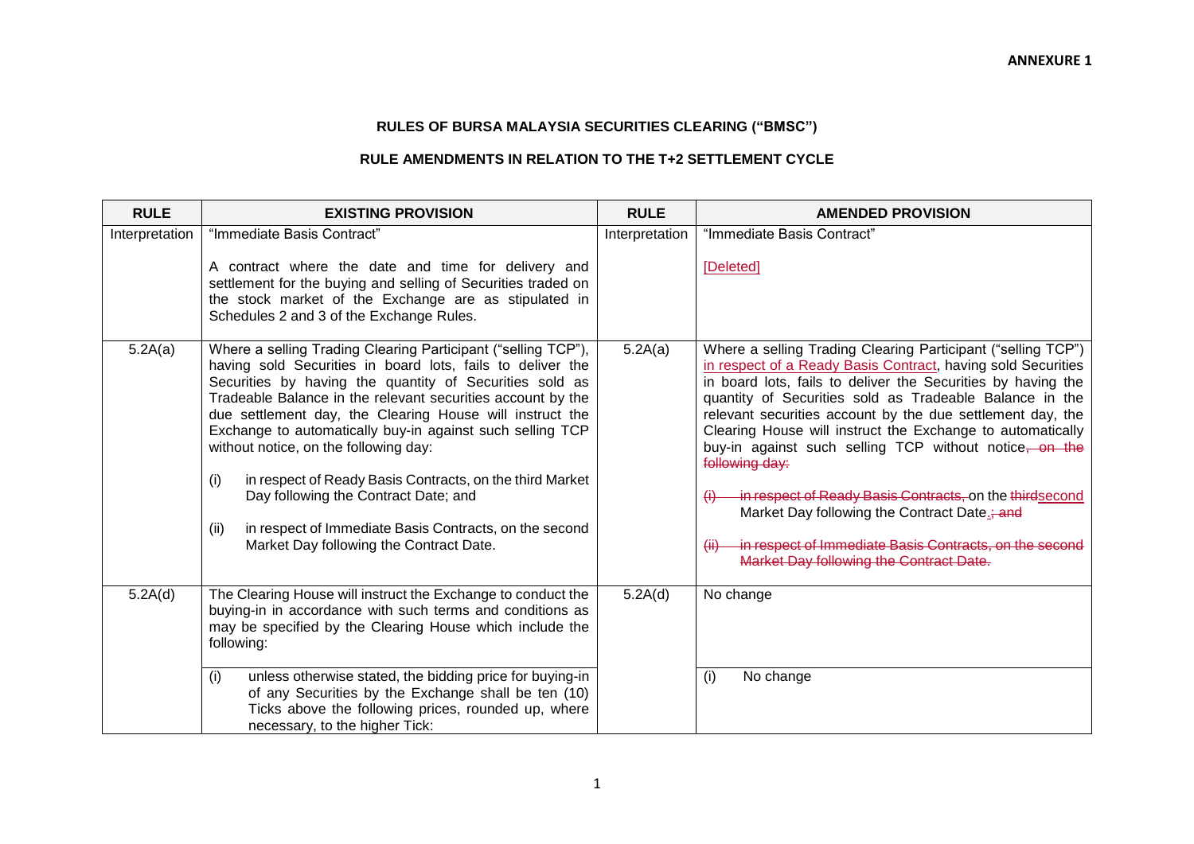**ANNEXURE 1**

# RULES OF BURSA MALAYSIA SECURITIES CLEARING ("BMSC")

## RULE AMENDMENTS IN RELATION TO THE T+2 SETTLEMENT CYCLE

| RULE | EXISTING PROVISION | RULE | AMENDED PROVISION |
|---|---|---|---|
| Interpretation | "Immediate Basis Contract"<br><br>A contract where the date and time for delivery and settlement for the buying and selling of Securities traded on the stock market of the Exchange are as stipulated in Schedules 2 and 3 of the Exchange Rules. | Interpretation | "Immediate Basis Contract"<br><br><u>[Deleted]</u> |
| 5.2A(a) | Where a selling Trading Clearing Participant ("selling TCP"), having sold Securities in board lots, fails to deliver the Securities by having the quantity of Securities sold as Tradeable Balance in the relevant securities account by the due settlement day, the Clearing House will instruct the Exchange to automatically buy-in against such selling TCP without notice, on the following day:<br><br>(i) in respect of Ready Basis Contracts, on the third Market Day following the Contract Date; and<br><br>(ii) in respect of Immediate Basis Contracts, on the second Market Day following the Contract Date. | 5.2A(a) | Where a selling Trading Clearing Participant ("selling TCP") <u>in respect of a Ready Basis Contract</u>, having sold Securities in board lots, fails to deliver the Securities by having the quantity of Securities sold as Tradeable Balance in the relevant securities account by the due settlement day, the Clearing House will instruct the Exchange to automatically buy-in against such selling TCP without notice~~, on the following day:~~<br><br>~~(i) in respect of Ready Basis Contracts,~~ on the ~~third~~<u>second</u> Market Day following the Contract Date.~~; and~~<br><br>~~(ii) in respect of Immediate Basis Contracts, on the second Market Day following the Contract Date.~~ |
| 5.2A(d) | The Clearing House will instruct the Exchange to conduct the buying-in in accordance with such terms and conditions as may be specified by the Clearing House which include the following:<br><br>(i) unless otherwise stated, the bidding price for buying-in of any Securities by the Exchange shall be ten (10) Ticks above the following prices, rounded up, where necessary, to the higher Tick: | 5.2A(d) | No change<br><br>(i) No change |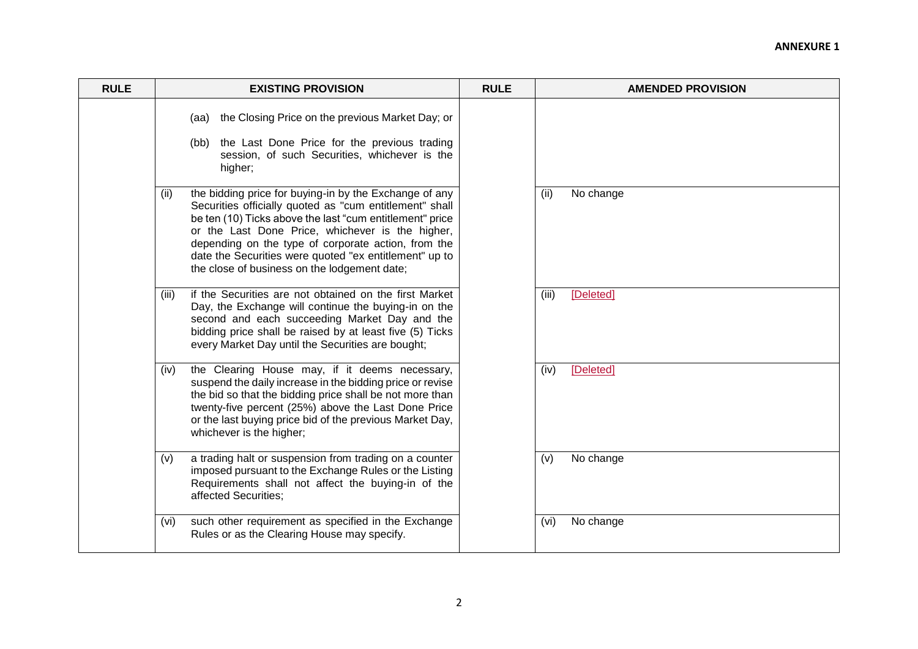**ANNEXURE 1**

| RULE | EXISTING PROVISION | RULE | AMENDED PROVISION |
|---|---|---|---|
| | (aa) the Closing Price on the previous Market Day; or<br><br>(bb) the Last Done Price for the previous trading session, of such Securities, whichever is the higher; | | |
| | (ii) the bidding price for buying-in by the Exchange of any Securities officially quoted as "cum entitlement" shall be ten (10) Ticks above the last "cum entitlement" price or the Last Done Price, whichever is the higher, depending on the type of corporate action, from the date the Securities were quoted "ex entitlement" up to the close of business on the lodgement date; | | (ii) No change |
| | (iii) if the Securities are not obtained on the first Market Day, the Exchange will continue the buying-in on the second and each succeeding Market Day and the bidding price shall be raised by at least five (5) Ticks every Market Day until the Securities are bought; | | (iii) [Deleted] |
| | (iv) the Clearing House may, if it deems necessary, suspend the daily increase in the bidding price or revise the bid so that the bidding price shall be not more than twenty-five percent (25%) above the Last Done Price or the last buying price bid of the previous Market Day, whichever is the higher; | | (iv) [Deleted] |
| | (v) a trading halt or suspension from trading on a counter imposed pursuant to the Exchange Rules or the Listing Requirements shall not affect the buying-in of the affected Securities; | | (v) No change |
| | (vi) such other requirement as specified in the Exchange Rules or as the Clearing House may specify. | | (vi) No change |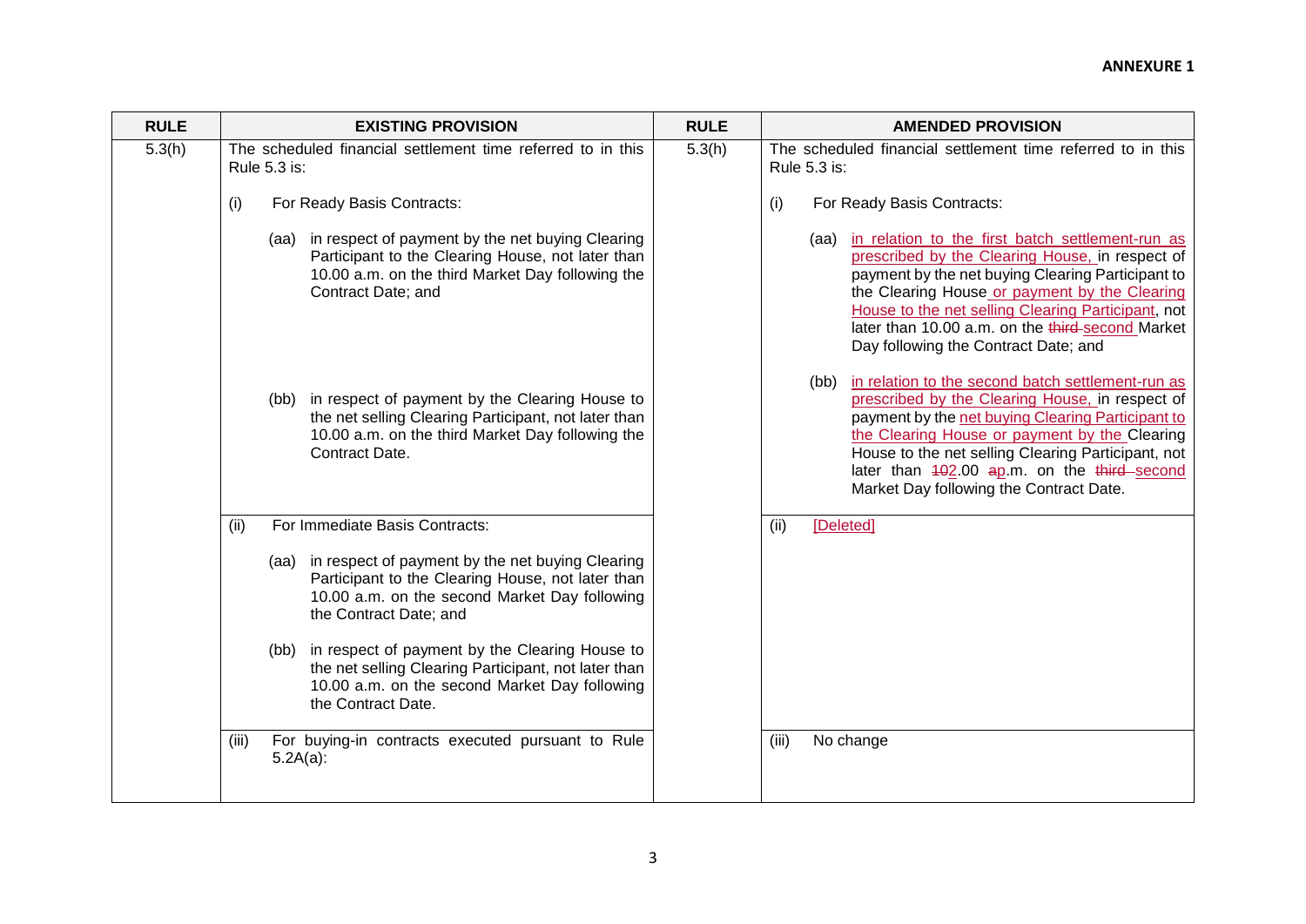**ANNEXURE 1**

| RULE | EXISTING PROVISION | RULE | AMENDED PROVISION |
| --- | --- | --- | --- |
| 5.3(h) | The scheduled financial settlement time referred to in this Rule 5.3 is:<br><br>(i) For Ready Basis Contracts:<br><br>(aa) in respect of payment by the net buying Clearing Participant to the Clearing House, not later than 10.00 a.m. on the third Market Day following the Contract Date; and<br><br>(bb) in respect of payment by the Clearing House to the net selling Clearing Participant, not later than 10.00 a.m. on the third Market Day following the Contract Date. | 5.3(h) | The scheduled financial settlement time referred to in this Rule 5.3 is:<br><br>(i) For Ready Basis Contracts:<br><br>(aa) in relation to the first batch settlement-run as prescribed by the Clearing House, in respect of payment by the net buying Clearing Participant to the Clearing House or payment by the Clearing House to the net selling Clearing Participant, not later than 10.00 a.m. on the ~~third~~ second Market Day following the Contract Date; and<br><br>(bb) in relation to the second batch settlement-run as prescribed by the Clearing House, in respect of payment by the net buying Clearing Participant to the Clearing House or payment by the Clearing House to the net selling Clearing Participant, not later than ~~10~~2.00 ~~a~~p.m. on the ~~third~~ second Market Day following the Contract Date. |
| | (ii) For Immediate Basis Contracts:<br><br>(aa) in respect of payment by the net buying Clearing Participant to the Clearing House, not later than 10.00 a.m. on the second Market Day following the Contract Date; and<br><br>(bb) in respect of payment by the Clearing House to the net selling Clearing Participant, not later than 10.00 a.m. on the second Market Day following the Contract Date. | | (ii) [Deleted] |
| | (iii) For buying-in contracts executed pursuant to Rule 5.2A(a): | | (iii) No change |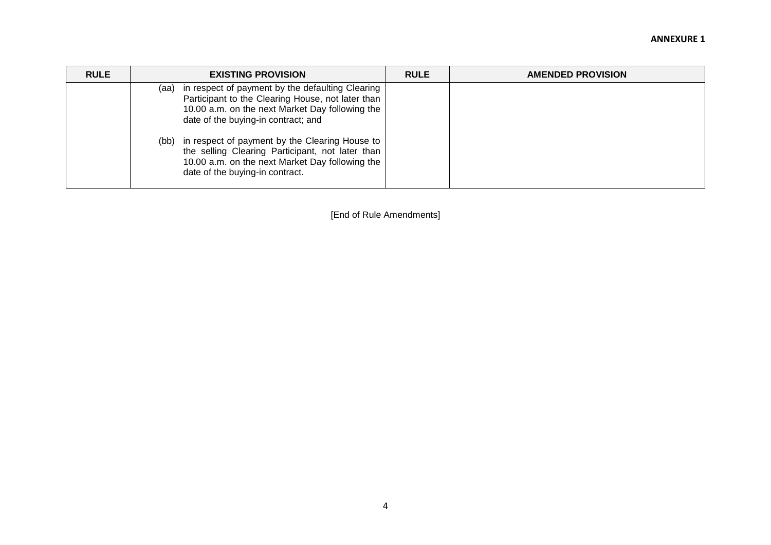**ANNEXURE 1**

| RULE | EXISTING PROVISION | RULE | AMENDED PROVISION |
|---|---|---|---|
| | (aa) in respect of payment by the defaulting Clearing Participant to the Clearing House, not later than 10.00 a.m. on the next Market Day following the date of the buying-in contract; and<br><br>(bb) in respect of payment by the Clearing House to the selling Clearing Participant, not later than 10.00 a.m. on the next Market Day following the date of the buying-in contract. | | |

[End of Rule Amendments]